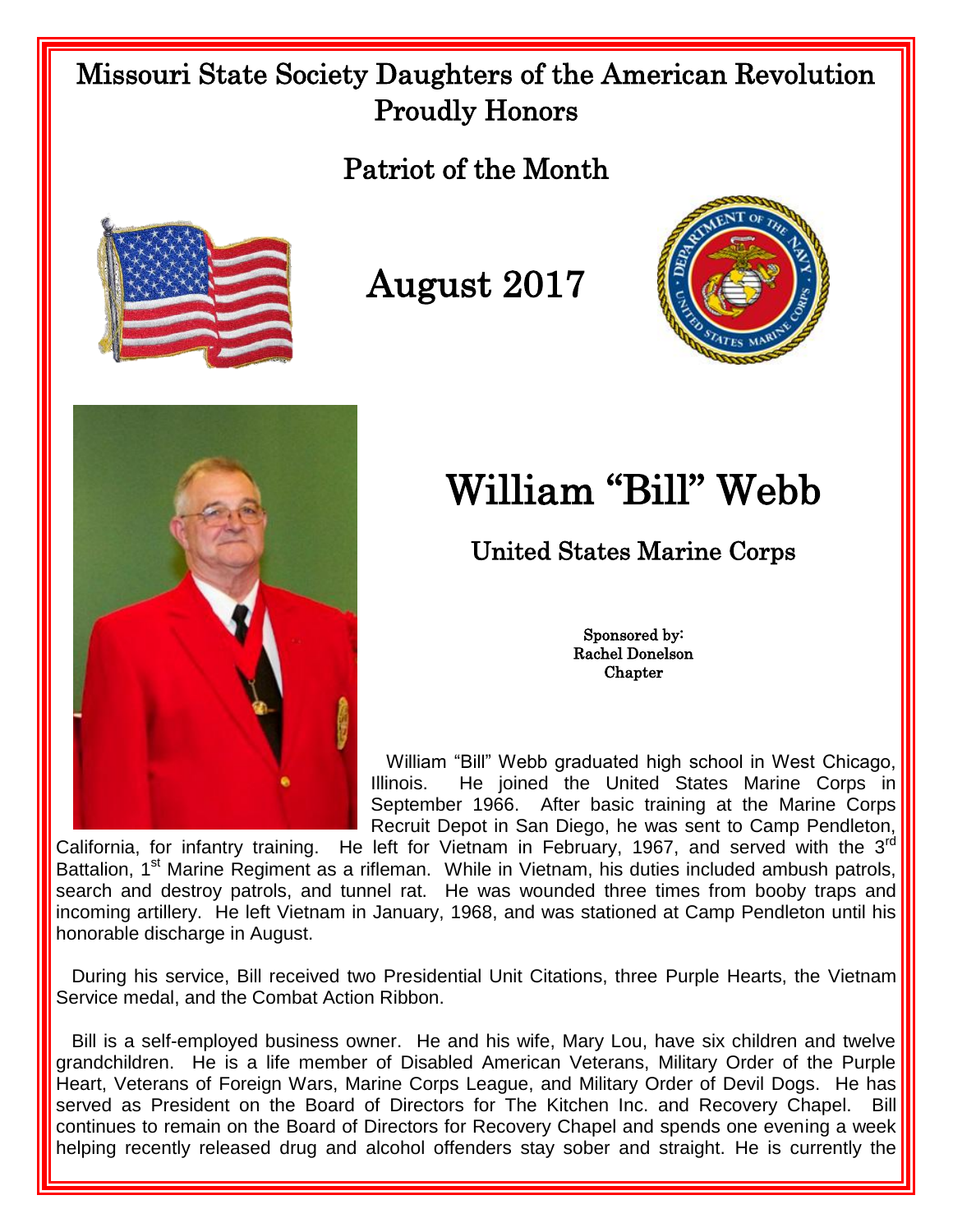# Missouri State Society Daughters of the American Revolution Proudly Honors

## Patriot of the Month

## August 2017

# William "Bill" Webb

## United States Marine Corps

Sponsored by:
Rachel Donelson
Chapter

William "Bill" Webb graduated high school in West Chicago, Illinois. He joined the United States Marine Corps in September 1966. After basic training at the Marine Corps Recruit Depot in San Diego, he was sent to Camp Pendleton, California, for infantry training. He left for Vietnam in February, 1967, and served with the 3rd Battalion, 1st Marine Regiment as a rifleman. While in Vietnam, his duties included ambush patrols, search and destroy patrols, and tunnel rat. He was wounded three times from booby traps and incoming artillery. He left Vietnam in January, 1968, and was stationed at Camp Pendleton until his honorable discharge in August.

During his service, Bill received two Presidential Unit Citations, three Purple Hearts, the Vietnam Service medal, and the Combat Action Ribbon.

Bill is a self-employed business owner. He and his wife, Mary Lou, have six children and twelve grandchildren. He is a life member of Disabled American Veterans, Military Order of the Purple Heart, Veterans of Foreign Wars, Marine Corps League, and Military Order of Devil Dogs. He has served as President on the Board of Directors for The Kitchen Inc. and Recovery Chapel. Bill continues to remain on the Board of Directors for Recovery Chapel and spends one evening a week helping recently released drug and alcohol offenders stay sober and straight. He is currently the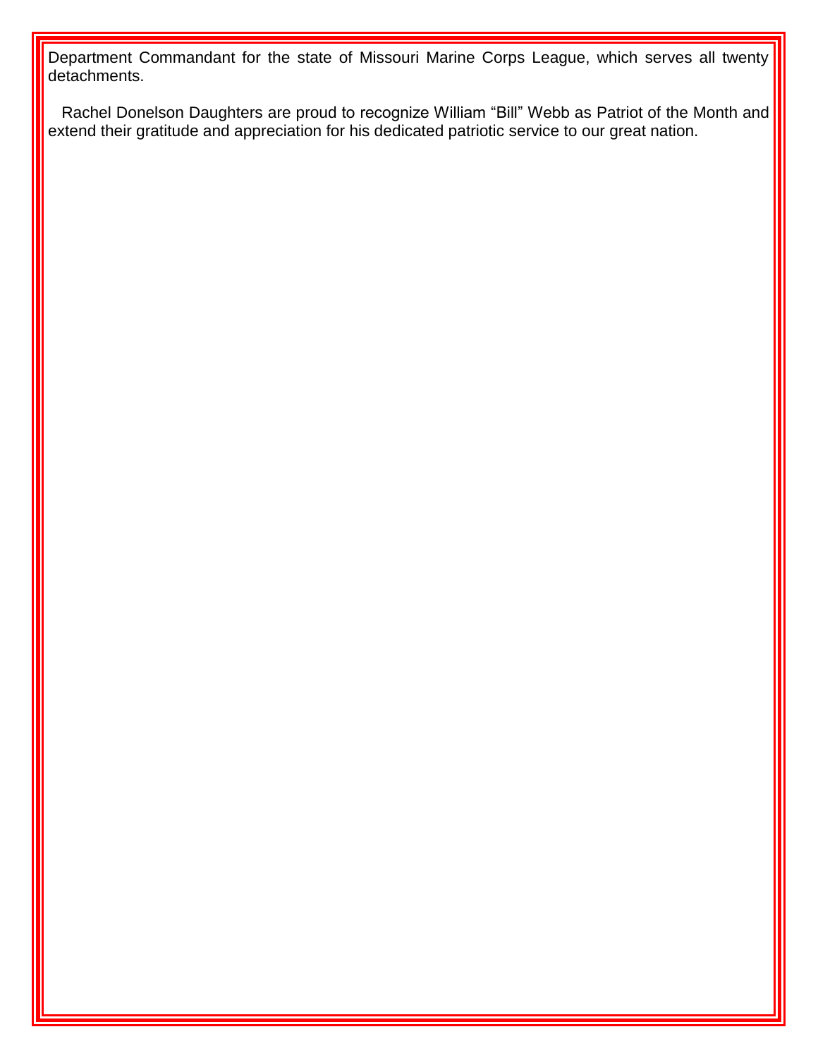Department Commandant for the state of Missouri Marine Corps League, which serves all twenty detachments.

Rachel Donelson Daughters are proud to recognize William "Bill" Webb as Patriot of the Month and extend their gratitude and appreciation for his dedicated patriotic service to our great nation.